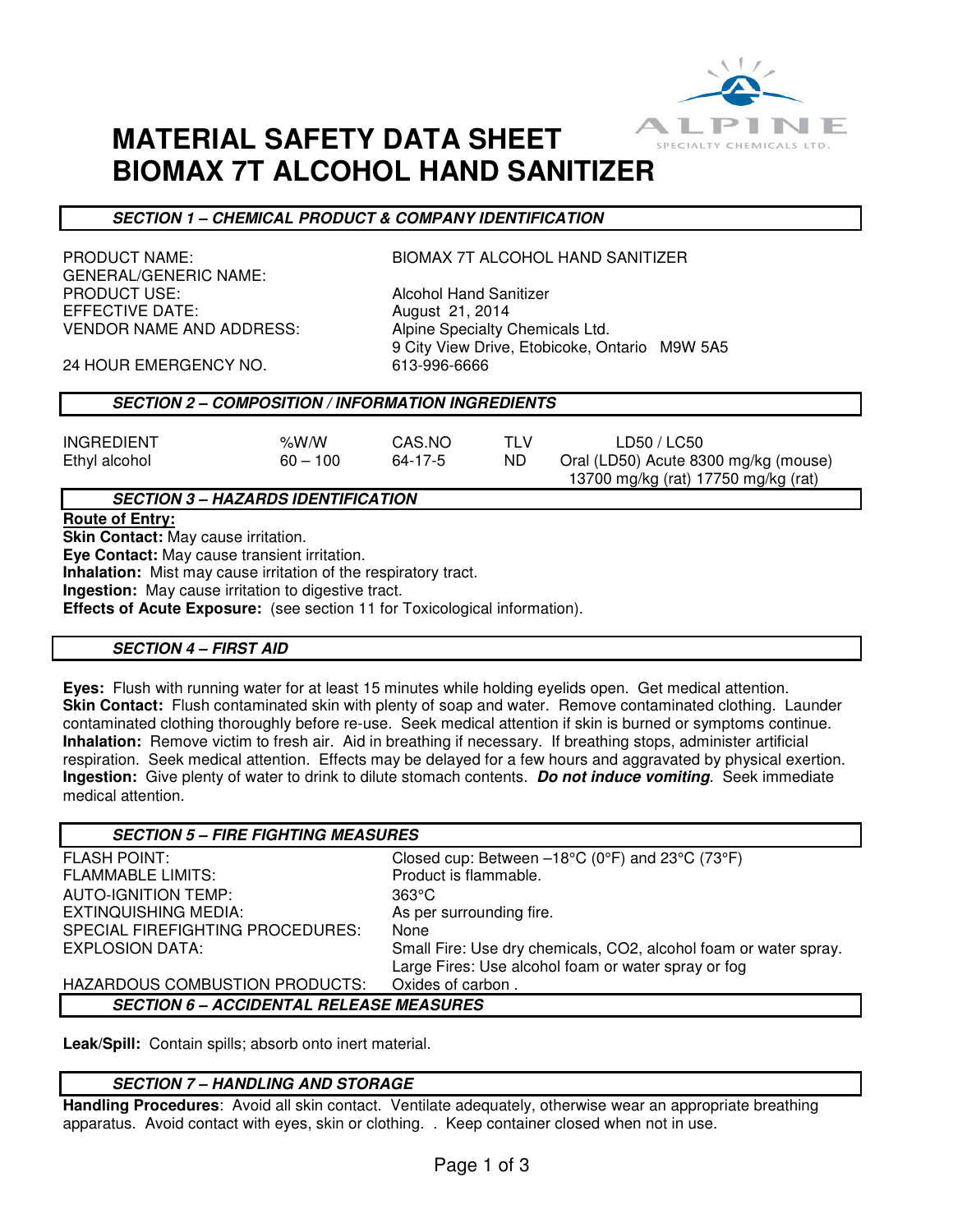# MATERIAL SAFETY DATA SHEET
# BIOMAX 7T ALCOHOL HAND SANITIZER

## SECTION 1 – CHEMICAL PRODUCT & COMPANY IDENTIFICATION

| | |
|---|---|
| PRODUCT NAME: | BIOMAX 7T ALCOHOL HAND SANITIZER |
| GENERAL/GENERIC NAME: | |
| PRODUCT USE: | Alcohol Hand Sanitizer |
| EFFECTIVE DATE: | August 21, 2014 |
| VENDOR NAME AND ADDRESS: | Alpine Specialty Chemicals Ltd.<br>9 City View Drive, Etobicoke, Ontario M9W 5A5 |
| 24 HOUR EMERGENCY NO. | 613-996-6666 |

## SECTION 2 – COMPOSITION / INFORMATION INGREDIENTS

| INGREDIENT | %W/W | CAS.NO | TLV | LD50 / LC50 |
|---|---|---|---|---|
| Ethyl alcohol | 60 – 100 | 64-17-5 | ND | Oral (LD50) Acute 8300 mg/kg (mouse) 13700 mg/kg (rat) 17750 mg/kg (rat) |

## SECTION 3 – HAZARDS IDENTIFICATION

**Route of Entry:**

**Skin Contact:** May cause irritation.

**Eye Contact:** May cause transient irritation.

**Inhalation:** Mist may cause irritation of the respiratory tract.

**Ingestion:** May cause irritation to digestive tract.

**Effects of Acute Exposure:** (see section 11 for Toxicological information).

## SECTION 4 – FIRST AID

**Eyes:** Flush with running water for at least 15 minutes while holding eyelids open. Get medical attention.
**Skin Contact:** Flush contaminated skin with plenty of soap and water. Remove contaminated clothing. Launder contaminated clothing thoroughly before re-use. Seek medical attention if skin is burned or symptoms continue.
**Inhalation:** Remove victim to fresh air. Aid in breathing if necessary. If breathing stops, administer artificial respiration. Seek medical attention. Effects may be delayed for a few hours and aggravated by physical exertion.
**Ingestion:** Give plenty of water to drink to dilute stomach contents. ***Do not induce vomiting***. Seek immediate medical attention.

## SECTION 5 – FIRE FIGHTING MEASURES

| | |
|---|---|
| FLASH POINT: | Closed cup: Between –18°C (0°F) and 23°C (73°F) |
| FLAMMABLE LIMITS: | Product is flammable. |
| AUTO-IGNITION TEMP: | 363°C |
| EXTINQUISHING MEDIA: | As per surrounding fire. |
| SPECIAL FIREFIGHTING PROCEDURES: | None |
| EXPLOSION DATA: | Small Fire: Use dry chemicals, CO2, alcohol foam or water spray.<br>Large Fires: Use alcohol foam or water spray or fog |
| HAZARDOUS COMBUSTION PRODUCTS: | Oxides of carbon . |

## SECTION 6 – ACCIDENTAL RELEASE MEASURES

**Leak/Spill:** Contain spills; absorb onto inert material.

## SECTION 7 – HANDLING AND STORAGE

**Handling Procedures**: Avoid all skin contact. Ventilate adequately, otherwise wear an appropriate breathing apparatus. Avoid contact with eyes, skin or clothing. . Keep container closed when not in use.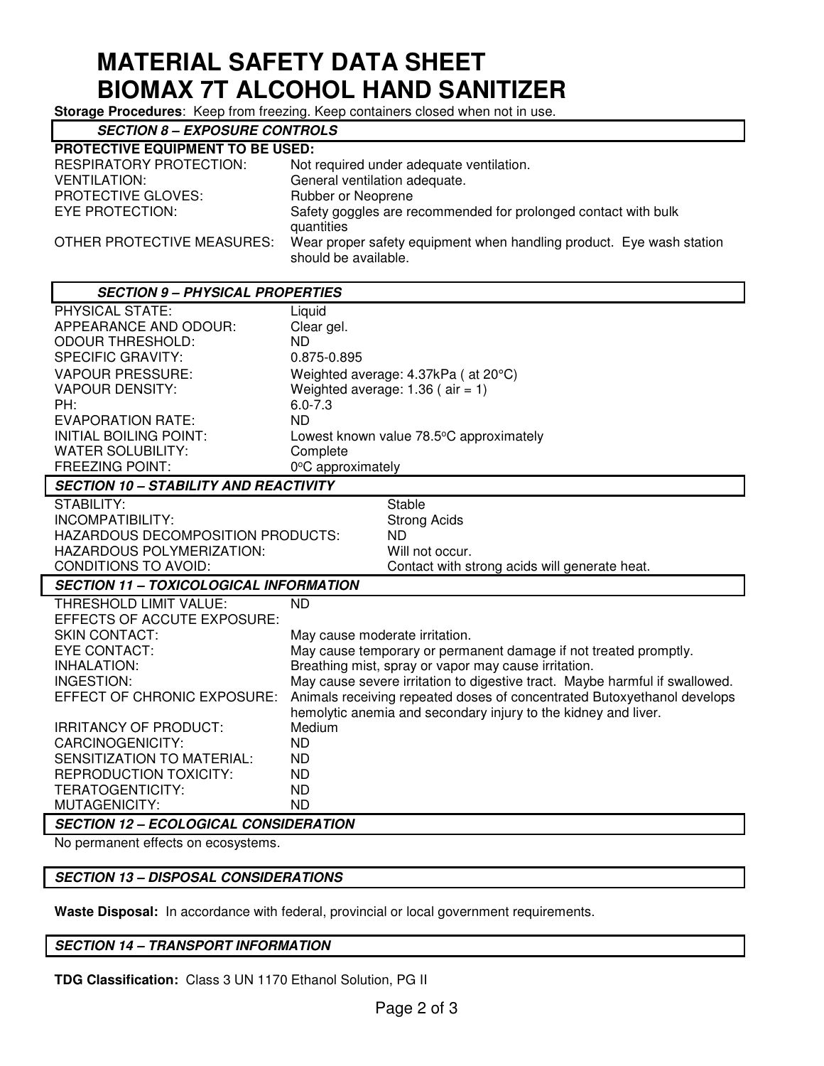# MATERIAL SAFETY DATA SHEET
# BIOMAX 7T ALCOHOL HAND SANITIZER

**Storage Procedures**: Keep from freezing. Keep containers closed when not in use.

## *SECTION 8 – EXPOSURE CONTROLS*

**PROTECTIVE EQUIPMENT TO BE USED:**

| | |
|---|---|
| RESPIRATORY PROTECTION: | Not required under adequate ventilation. |
| VENTILATION: | General ventilation adequate. |
| PROTECTIVE GLOVES: | Rubber or Neoprene |
| EYE PROTECTION: | Safety goggles are recommended for prolonged contact with bulk quantities |
| OTHER PROTECTIVE MEASURES: | Wear proper safety equipment when handling product. Eye wash station should be available. |

## *SECTION 9 – PHYSICAL PROPERTIES*

| | |
|---|---|
| PHYSICAL STATE: | Liquid |
| APPEARANCE AND ODOUR: | Clear gel. |
| ODOUR THRESHOLD: | ND |
| SPECIFIC GRAVITY: | 0.875-0.895 |
| VAPOUR PRESSURE: | Weighted average: 4.37kPa ( at 20°C) |
| VAPOUR DENSITY: | Weighted average: 1.36 ( air = 1) |
| PH: | 6.0-7.3 |
| EVAPORATION RATE: | ND |
| INITIAL BOILING POINT: | Lowest known value 78.5°C approximately |
| WATER SOLUBILITY: | Complete |
| FREEZING POINT: | 0°C approximately |

## *SECTION 10 – STABILITY AND REACTIVITY*

| | |
|---|---|
| STABILITY: | Stable |
| INCOMPATIBILITY: | Strong Acids |
| HAZARDOUS DECOMPOSITION PRODUCTS: | ND |
| HAZARDOUS POLYMERIZATION: | Will not occur. |
| CONDITIONS TO AVOID: | Contact with strong acids will generate heat. |

## *SECTION 11 – TOXICOLOGICAL INFORMATION*

| | |
|---|---|
| THRESHOLD LIMIT VALUE: | ND |
| EFFECTS OF ACCUTE EXPOSURE: | |
| SKIN CONTACT: | May cause moderate irritation. |
| EYE CONTACT: | May cause temporary or permanent damage if not treated promptly. |
| INHALATION: | Breathing mist, spray or vapor may cause irritation. |
| INGESTION: | May cause severe irritation to digestive tract. Maybe harmful if swallowed. |
| EFFECT OF CHRONIC EXPOSURE: | Animals receiving repeated doses of concentrated Butoxyethanol develops hemolytic anemia and secondary injury to the kidney and liver. |
| IRRITANCY OF PRODUCT: | Medium |
| CARCINOGENICITY: | ND |
| SENSITIZATION TO MATERIAL: | ND |
| REPRODUCTION TOXICITY: | ND |
| TERATOGENTICITY: | ND |
| MUTAGENICITY: | ND |

## *SECTION 12 – ECOLOGICAL CONSIDERATION*

No permanent effects on ecosystems.

## *SECTION 13 – DISPOSAL CONSIDERATIONS*

**Waste Disposal:** In accordance with federal, provincial or local government requirements.

## *SECTION 14 – TRANSPORT INFORMATION*

**TDG Classification:** Class 3 UN 1170 Ethanol Solution, PG II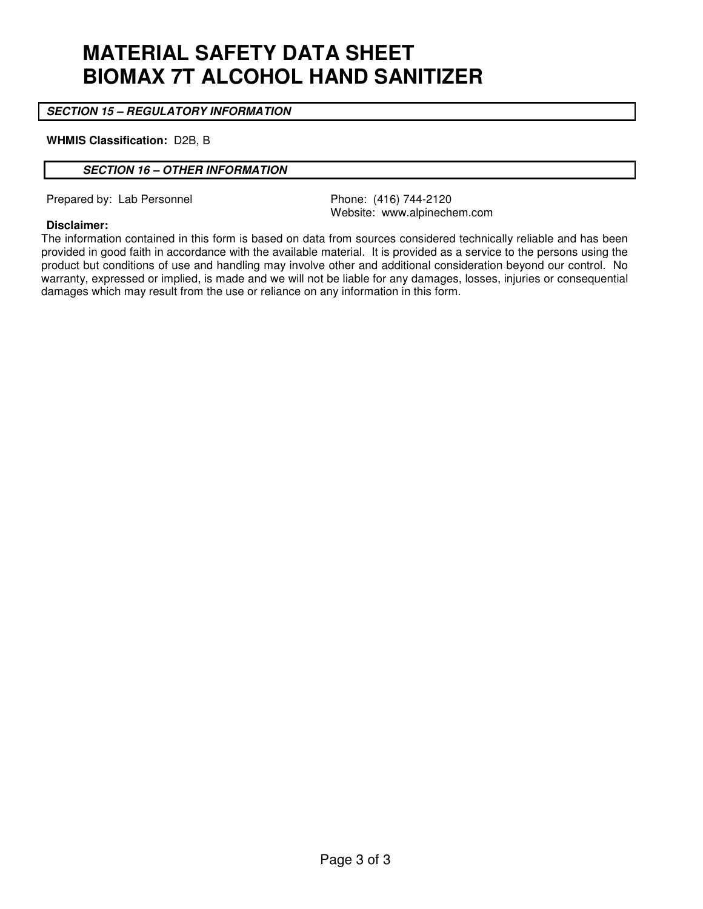# MATERIAL SAFETY DATA SHEET
# BIOMAX 7T ALCOHOL HAND SANITIZER

## *SECTION 15 – REGULATORY INFORMATION*

**WHMIS Classification:** D2B, B

## *SECTION 16 – OTHER INFORMATION*

Prepared by: Lab Personnel

Phone: (416) 744-2120
Website: www.alpinechem.com

**Disclaimer:**

The information contained in this form is based on data from sources considered technically reliable and has been provided in good faith in accordance with the available material. It is provided as a service to the persons using the product but conditions of use and handling may involve other and additional consideration beyond our control. No warranty, expressed or implied, is made and we will not be liable for any damages, losses, injuries or consequential damages which may result from the use or reliance on any information in this form.